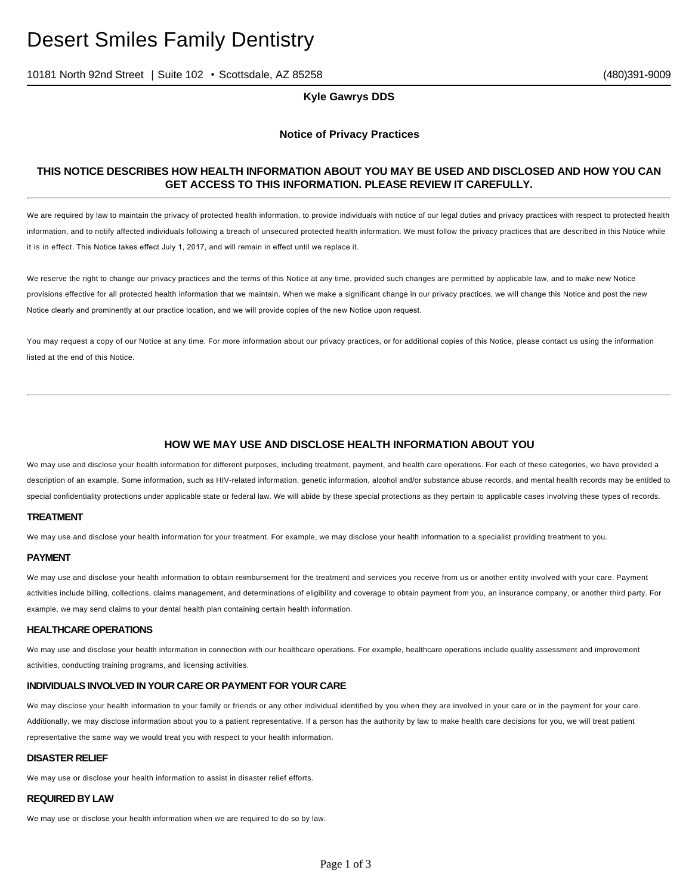# Desert Smiles Family Dentistry

10181 North 92nd Street | Suite 102 • Scottsdale, AZ 85258 (480)391-9009

**Kyle Gawrys DDS**

## Notice of Privacy Practices

**THIS NOTICE DESCRIBES HOW HEALTH INFORMATION ABOUT YOU MAY BE USED AND DISCLOSED AND HOW YOU CAN GET ACCESS TO THIS INFORMATION. PLEASE REVIEW IT CAREFULLY.**

---

We are required by law to maintain the privacy of protected health information, to provide individuals with notice of our legal duties and privacy practices with respect to protected health information, and to notify affected individuals following a breach of unsecured protected health information. We must follow the privacy practices that are described in this Notice while it is in effect. This Notice takes effect July 1, 2017, and will remain in effect until we replace it.

We reserve the right to change our privacy practices and the terms of this Notice at any time, provided such changes are permitted by applicable law, and to make new Notice provisions effective for all protected health information that we maintain. When we make a significant change in our privacy practices, we will change this Notice and post the new Notice clearly and prominently at our practice location, and we will provide copies of the new Notice upon request.

You may request a copy of our Notice at any time. For more information about our privacy practices, or for additional copies of this Notice, please contact us using the information listed at the end of this Notice.

---

## HOW WE MAY USE AND DISCLOSE HEALTH INFORMATION ABOUT YOU

We may use and disclose your health information for different purposes, including treatment, payment, and health care operations. For each of these categories, we have provided a description of an example. Some information, such as HIV-related information, genetic information, alcohol and/or substance abuse records, and mental health records may be entitled to special confidentiality protections under applicable state or federal law. We will abide by these special protections as they pertain to applicable cases involving these types of records.

### TREATMENT

We may use and disclose your health information for your treatment. For example, we may disclose your health information to a specialist providing treatment to you.

### PAYMENT

We may use and disclose your health information to obtain reimbursement for the treatment and services you receive from us or another entity involved with your care. Payment activities include billing, collections, claims management, and determinations of eligibility and coverage to obtain payment from you, an insurance company, or another third party. For example, we may send claims to your dental health plan containing certain health information.

### HEALTHCARE OPERATIONS

We may use and disclose your health information in connection with our healthcare operations. For example, healthcare operations include quality assessment and improvement activities, conducting training programs, and licensing activities.

### INDIVIDUALS INVOLVED IN YOUR CARE OR PAYMENT FOR YOUR CARE

We may disclose your health information to your family or friends or any other individual identified by you when they are involved in your care or in the payment for your care. Additionally, we may disclose information about you to a patient representative. If a person has the authority by law to make health care decisions for you, we will treat patient representative the same way we would treat you with respect to your health information.

### DISASTER RELIEF

We may use or disclose your health information to assist in disaster relief efforts.

### REQUIRED BY LAW

We may use or disclose your health information when we are required to do so by law.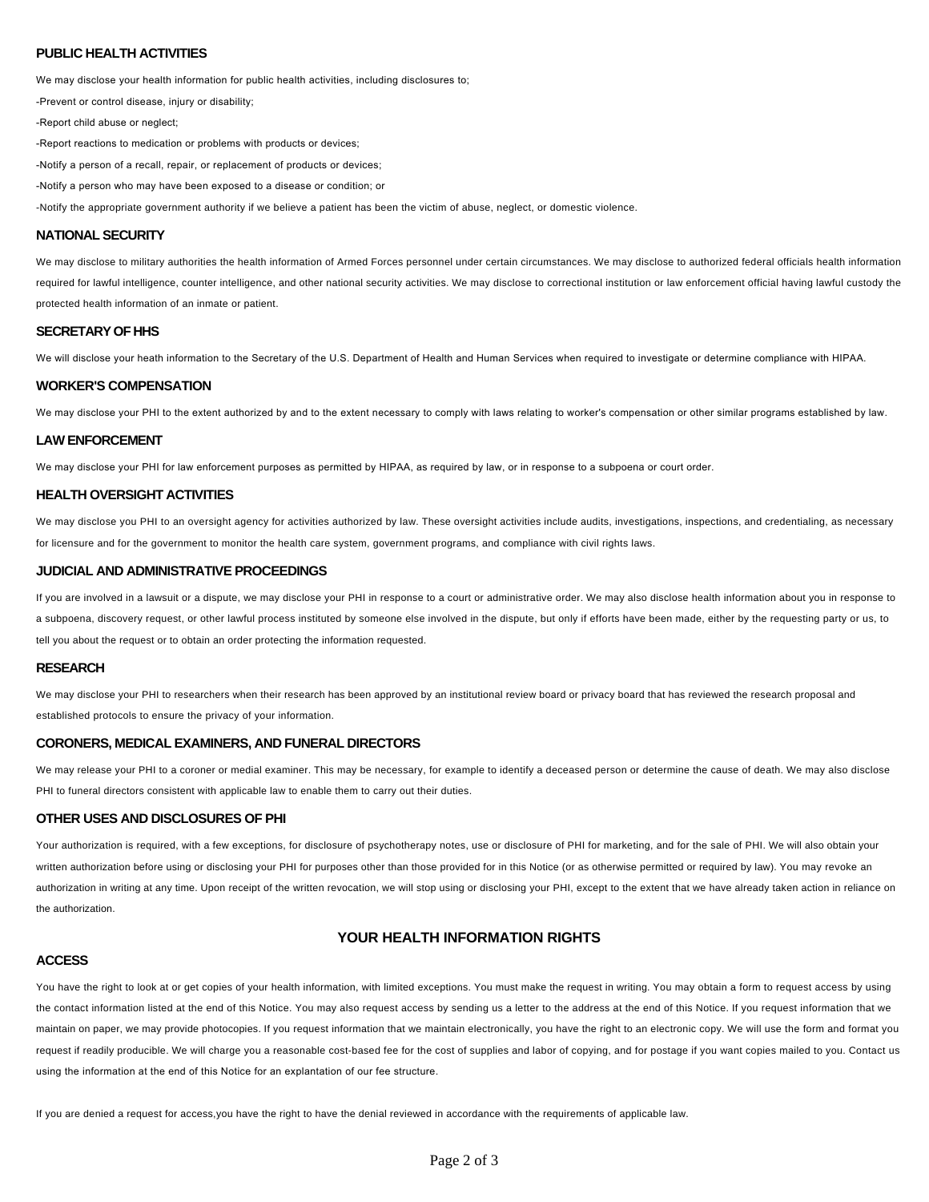### PUBLIC HEALTH ACTIVITIES

We may disclose your health information for public health activities, including disclosures to;

-Prevent or control disease, injury or disability;

-Report child abuse or neglect;

-Report reactions to medication or problems with products or devices;

-Notify a person of a recall, repair, or replacement of products or devices;

-Notify a person who may have been exposed to a disease or condition; or

-Notify the appropriate government authority if we believe a patient has been the victim of abuse, neglect, or domestic violence.

### NATIONAL SECURITY

We may disclose to military authorities the health information of Armed Forces personnel under certain circumstances. We may disclose to authorized federal officials health information required for lawful intelligence, counter intelligence, and other national security activities. We may disclose to correctional institution or law enforcement official having lawful custody the protected health information of an inmate or patient.

### SECRETARY OF HHS

We will disclose your heath information to the Secretary of the U.S. Department of Health and Human Services when required to investigate or determine compliance with HIPAA.

### WORKER'S COMPENSATION

We may disclose your PHI to the extent authorized by and to the extent necessary to comply with laws relating to worker's compensation or other similar programs established by law.

### LAW ENFORCEMENT

We may disclose your PHI for law enforcement purposes as permitted by HIPAA, as required by law, or in response to a subpoena or court order.

### HEALTH OVERSIGHT ACTIVITIES

We may disclose you PHI to an oversight agency for activities authorized by law. These oversight activities include audits, investigations, inspections, and credentialing, as necessary for licensure and for the government to monitor the health care system, government programs, and compliance with civil rights laws.

### JUDICIAL AND ADMINISTRATIVE PROCEEDINGS

If you are involved in a lawsuit or a dispute, we may disclose your PHI in response to a court or administrative order. We may also disclose health information about you in response to a subpoena, discovery request, or other lawful process instituted by someone else involved in the dispute, but only if efforts have been made, either by the requesting party or us, to tell you about the request or to obtain an order protecting the information requested.

### RESEARCH

We may disclose your PHI to researchers when their research has been approved by an institutional review board or privacy board that has reviewed the research proposal and established protocols to ensure the privacy of your information.

### CORONERS, MEDICAL EXAMINERS, AND FUNERAL DIRECTORS

We may release your PHI to a coroner or medial examiner. This may be necessary, for example to identify a deceased person or determine the cause of death. We may also disclose PHI to funeral directors consistent with applicable law to enable them to carry out their duties.

### OTHER USES AND DISCLOSURES OF PHI

Your authorization is required, with a few exceptions, for disclosure of psychotherapy notes, use or disclosure of PHI for marketing, and for the sale of PHI. We will also obtain your written authorization before using or disclosing your PHI for purposes other than those provided for in this Notice (or as otherwise permitted or required by law). You may revoke an authorization in writing at any time. Upon receipt of the written revocation, we will stop using or disclosing your PHI, except to the extent that we have already taken action in reliance on the authorization.

## YOUR HEALTH INFORMATION RIGHTS

### ACCESS

You have the right to look at or get copies of your health information, with limited exceptions. You must make the request in writing. You may obtain a form to request access by using the contact information listed at the end of this Notice. You may also request access by sending us a letter to the address at the end of this Notice. If you request information that we maintain on paper, we may provide photocopies. If you request information that we maintain electronically, you have the right to an electronic copy. We will use the form and format you request if readily producible. We will charge you a reasonable cost-based fee for the cost of supplies and labor of copying, and for postage if you want copies mailed to you. Contact us using the information at the end of this Notice for an explantation of our fee structure.

If you are denied a request for access,you have the right to have the denial reviewed in accordance with the requirements of applicable law.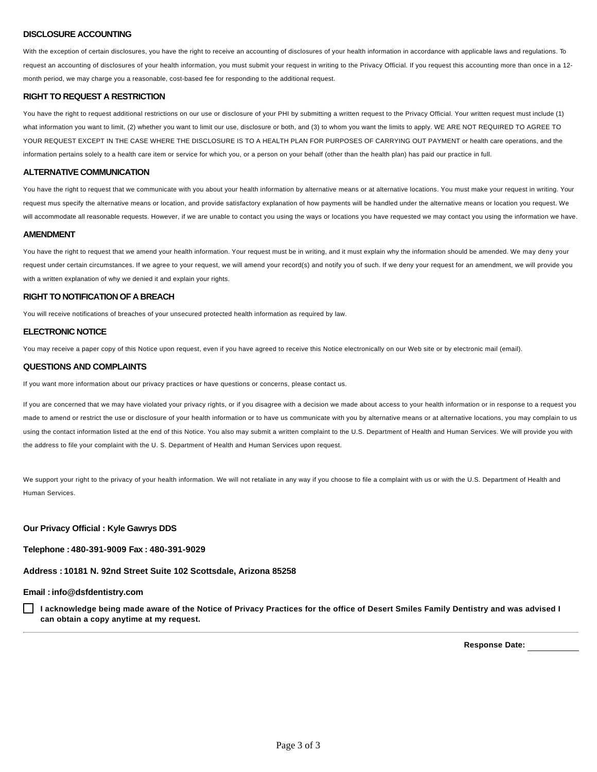## DISCLOSURE ACCOUNTING

With the exception of certain disclosures, you have the right to receive an accounting of disclosures of your health information in accordance with applicable laws and regulations. To request an accounting of disclosures of your health information, you must submit your request in writing to the Privacy Official. If you request this accounting more than once in a 12-month period, we may charge you a reasonable, cost-based fee for responding to the additional request.

## RIGHT TO REQUEST A RESTRICTION

You have the right to request additional restrictions on our use or disclosure of your PHI by submitting a written request to the Privacy Official. Your written request must include (1) what information you want to limit, (2) whether you want to limit our use, disclosure or both, and (3) to whom you want the limits to apply. WE ARE NOT REQUIRED TO AGREE TO YOUR REQUEST EXCEPT IN THE CASE WHERE THE DISCLOSURE IS TO A HEALTH PLAN FOR PURPOSES OF CARRYING OUT PAYMENT or health care operations, and the information pertains solely to a health care item or service for which you, or a person on your behalf (other than the health plan) has paid our practice in full.

## ALTERNATIVE COMMUNICATION

You have the right to request that we communicate with you about your health information by alternative means or at alternative locations. You must make your request in writing. Your request mus specify the alternative means or location, and provide satisfactory explanation of how payments will be handled under the alternative means or location you request. We will accommodate all reasonable requests. However, if we are unable to contact you using the ways or locations you have requested we may contact you using the information we have.

## AMENDMENT

You have the right to request that we amend your health information. Your request must be in writing, and it must explain why the information should be amended. We may deny your request under certain circumstances. If we agree to your request, we will amend your record(s) and notify you of such. If we deny your request for an amendment, we will provide you with a written explanation of why we denied it and explain your rights.

## RIGHT TO NOTIFICATION OF A BREACH

You will receive notifications of breaches of your unsecured protected health information as required by law.

## ELECTRONIC NOTICE

You may receive a paper copy of this Notice upon request, even if you have agreed to receive this Notice electronically on our Web site or by electronic mail (email).

## QUESTIONS AND COMPLAINTS

If you want more information about our privacy practices or have questions or concerns, please contact us.

If you are concerned that we may have violated your privacy rights, or if you disagree with a decision we made about access to your health information or in response to a request you made to amend or restrict the use or disclosure of your health information or to have us communicate with you by alternative means or at alternative locations, you may complain to us using the contact information listed at the end of this Notice. You also may submit a written complaint to the U.S. Department of Health and Human Services. We will provide you with the address to file your complaint with the U. S. Department of Health and Human Services upon request.

We support your right to the privacy of your health information. We will not retaliate in any way if you choose to file a complaint with us or with the U.S. Department of Health and Human Services.

**Our Privacy Official : Kyle Gawrys DDS**

**Telephone : 480-391-9009 Fax : 480-391-9029**

**Address : 10181 N. 92nd Street Suite 102 Scottsdale, Arizona 85258**

**Email : info@dsfdentistry.com**

☐ **I acknowledge being made aware of the Notice of Privacy Practices for the office of Desert Smiles Family Dentistry and was advised I can obtain a copy anytime at my request.**

---

**Response Date:** ____________